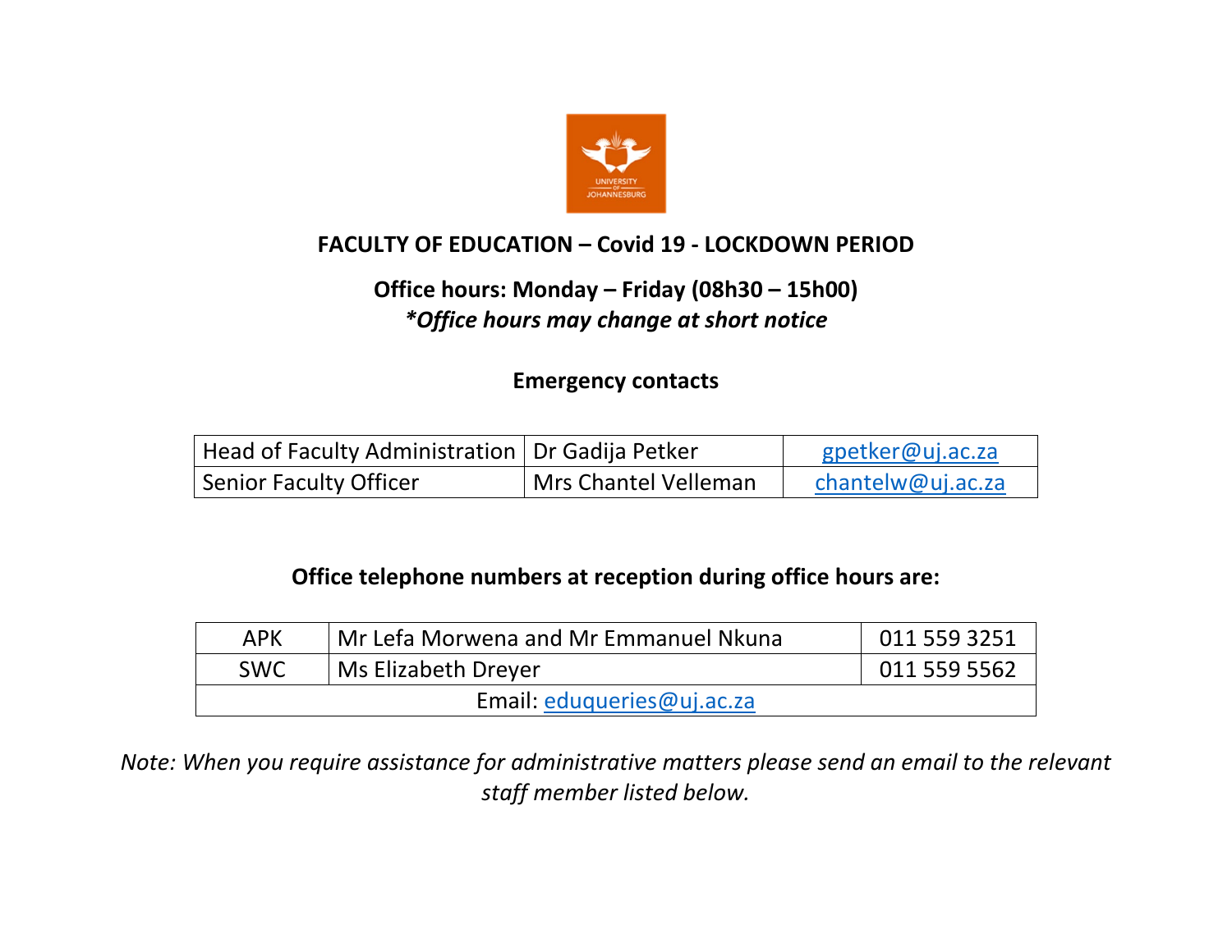## FACULTY OF EDUCATION – Covid 19 - LOCKDOWN PERIOD

### Office hours: Monday – Friday (08h30 – 15h00)

***Office hours may change at short notice***

### Emergency contacts

| Head of Faculty Administration | Dr Gadija Petker | gpetker@uj.ac.za |
|---|---|---|
| Senior Faculty Officer | Mrs Chantel Velleman | chantelw@uj.ac.za |

### Office telephone numbers at reception during office hours are:

| APK | Mr Lefa Morwena and Mr Emmanuel Nkuna | 011 559 3251 |
|---|---|---|
| SWC | Ms Elizabeth Dreyer | 011 559 5562 |
| Email: eduqueries@uj.ac.za | | |

*Note: When you require assistance for administrative matters please send an email to the relevant staff member listed below.*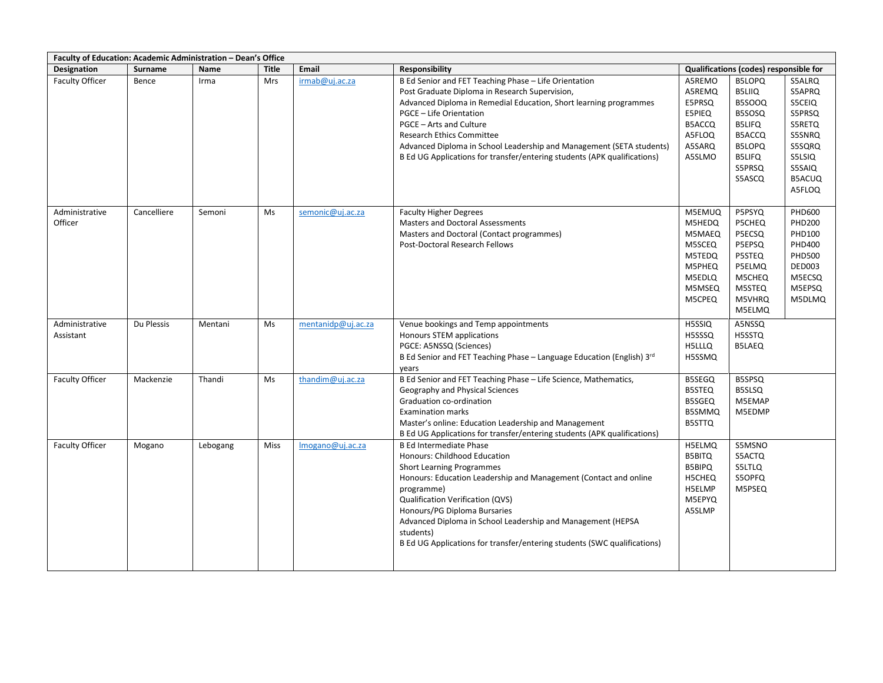| Faculty of Education: Academic Administration – Dean's Office | | | | | | | | |
|---|---|---|---|---|---|---|---|---|
| **Designation** | **Surname** | **Name** | **Title** | **Email** | **Responsibility** | **Qualifications (codes) responsible for** | | |
| Faculty Officer | Bence | Irma | Mrs | irmab@uj.ac.za | B Ed Senior and FET Teaching Phase – Life Orientation<br>Post Graduate Diploma in Research Supervision,<br>Advanced Diploma in Remedial Education, Short learning programmes<br>PGCE – Life Orientation<br>PGCE – Arts and Culture<br>Research Ethics Committee<br>Advanced Diploma in School Leadership and Management (SETA students)<br>B Ed UG Applications for transfer/entering students (APK qualifications) | A5REMO<br>A5REMQ<br>E5PRSQ<br>E5PIEQ<br>B5ACCQ<br>A5FLOQ<br>A5SARQ<br>A5SLMO | B5LOPQ<br>B5LIIQ<br>B5SOOQ<br>B5SOSQ<br>B5LIFQ<br>B5ACCQ<br>B5LOPQ<br>B5LIFQ<br>S5PRSQ<br>S5ASCQ | S5ALRQ<br>S5APRQ<br>S5CEIQ<br>S5PRSQ<br>S5RETQ<br>S5SNRQ<br>S5SQRQ<br>S5LSIQ<br>S5SAIQ<br>B5ACUQ<br>A5FLOQ |
| Administrative Officer | Cancelliere | Semoni | Ms | semonic@uj.ac.za | Faculty Higher Degrees<br>Masters and Doctoral Assessments<br>Masters and Doctoral (Contact programmes)<br>Post-Doctoral Research Fellows | M5EMUQ<br>M5HEDQ<br>M5MAEQ<br>M5SCEQ<br>M5TEDQ<br>M5PHEQ<br>M5EDLQ<br>M5MSEQ<br>M5CPEQ | P5PSYQ<br>P5CHEQ<br>P5ECSQ<br>P5EPSQ<br>P5STEQ<br>P5ELMQ<br>M5CHEQ<br>M5STEQ<br>M5VHRQ<br>M5ELMQ | PHD600<br>PHD200<br>PHD100<br>PHD400<br>PHD500<br>DED003<br>M5ECSQ<br>M5EPSQ<br>M5DLMQ |
| Administrative Assistant | Du Plessis | Mentani | Ms | mentanidp@uj.ac.za | Venue bookings and Temp appointments<br>Honours STEM applications<br>PGCE: A5NSSQ (Sciences)<br>B Ed Senior and FET Teaching Phase – Language Education (English) 3rd years | H5SSIQ<br>H5SSSQ<br>H5LLLQ<br>H5SSMQ | A5NSSQ<br>H5SSTQ<br>B5LAEQ | |
| Faculty Officer | Mackenzie | Thandi | Ms | thandim@uj.ac.za | B Ed Senior and FET Teaching Phase – Life Science, Mathematics, Geography and Physical Sciences<br>Graduation co-ordination<br>Examination marks<br>Master's online: Education Leadership and Management<br>B Ed UG Applications for transfer/entering students (APK qualifications) | B5SEGQ<br>B5STEQ<br>B5SGEQ<br>B5SMMQ<br>B5STTQ | B5SPSQ<br>B5SLSQ<br>M5EMAP<br>M5EDMP | |
| Faculty Officer | Mogano | Lebogang | Miss | lmogano@uj.ac.za | B Ed Intermediate Phase<br>Honours: Childhood Education<br>Short Learning Programmes<br>Honours: Education Leadership and Management (Contact and online programme)<br>Qualification Verification (QVS)<br>Honours/PG Diploma Bursaries<br>Advanced Diploma in School Leadership and Management (HEPSA students)<br>B Ed UG Applications for transfer/entering students (SWC qualifications) | H5ELMQ<br>B5BITQ<br>B5BIPQ<br>H5CHEQ<br>H5ELMP<br>M5EPYQ<br>A5SLMP | S5MSNO<br>S5ACTQ<br>S5LTLQ<br>S5OPFQ<br>M5PSEQ | |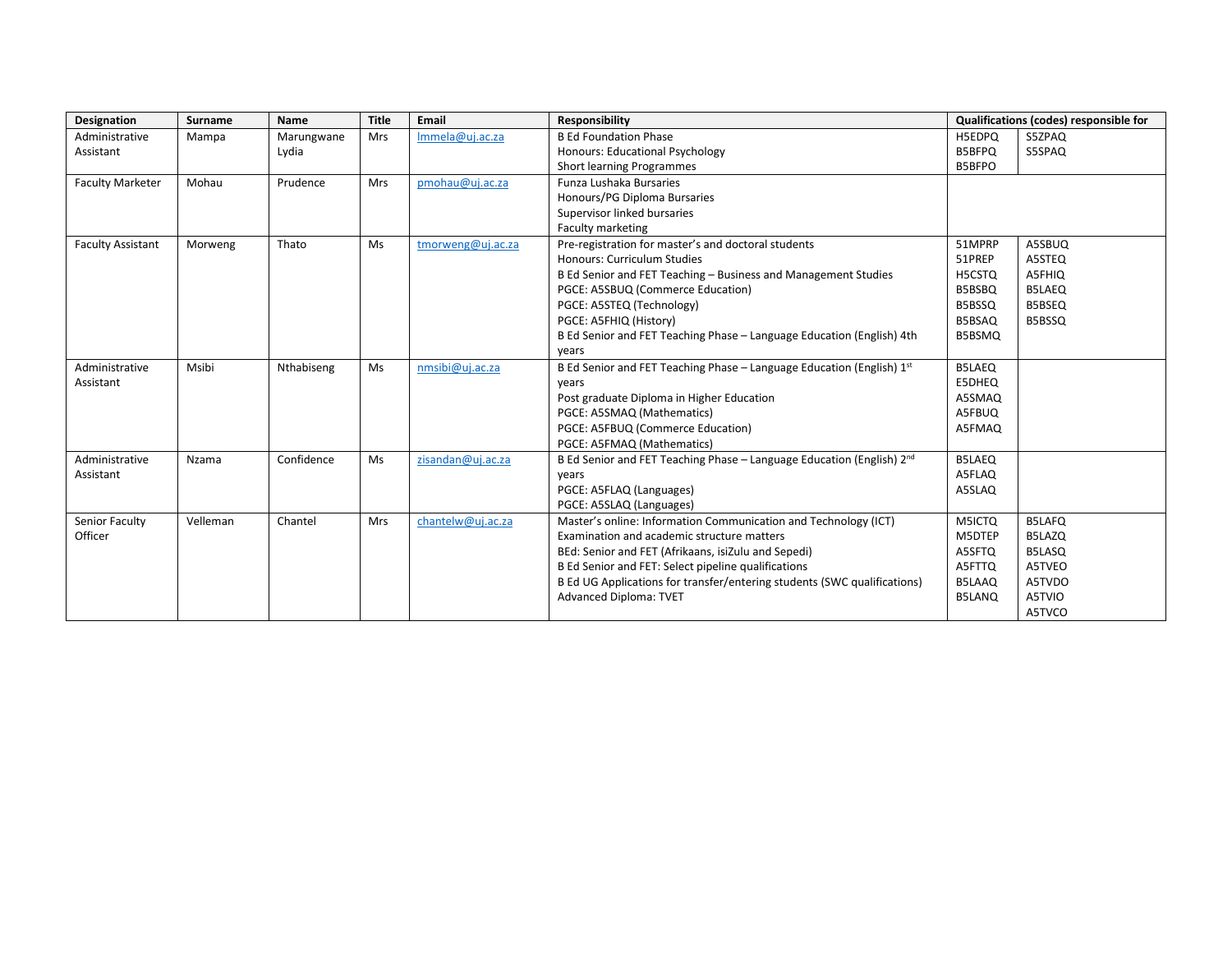| Designation | Surname | Name | Title | Email | Responsibility | Qualifications (codes) responsible for | |
|---|---|---|---|---|---|---|---|
| Administrative Assistant | Mampa | Marungwane Lydia | Mrs | lmmela@uj.ac.za | B Ed Foundation Phase<br>Honours: Educational Psychology<br>Short learning Programmes | H5EDPQ<br>B5BFPQ<br>B5BFPO | S5ZPAQ<br>S5SPAQ |
| Faculty Marketer | Mohau | Prudence | Mrs | pmohau@uj.ac.za | Funza Lushaka Bursaries<br>Honours/PG Diploma Bursaries<br>Supervisor linked bursaries<br>Faculty marketing | | |
| Faculty Assistant | Morweng | Thato | Ms | tmorweng@uj.ac.za | Pre-registration for master's and doctoral students<br>Honours: Curriculum Studies<br>B Ed Senior and FET Teaching – Business and Management Studies<br>PGCE: A5SBUQ (Commerce Education)<br>PGCE: A5STEQ (Technology)<br>PGCE: A5FHIQ (History)<br>B Ed Senior and FET Teaching Phase – Language Education (English) 4th years | 51MPRP<br>51PREP<br>H5CSTQ<br>B5BSBQ<br>B5BSSQ<br>B5BSAQ<br>B5BSMQ | A5SBUQ<br>A5STEQ<br>A5FHIQ<br>B5LAEQ<br>B5BSEQ<br>B5BSSQ |
| Administrative Assistant | Msibi | Nthabiseng | Ms | nmsibi@uj.ac.za | B Ed Senior and FET Teaching Phase – Language Education (English) 1st years<br>Post graduate Diploma in Higher Education<br>PGCE: A5SMAQ (Mathematics)<br>PGCE: A5FBUQ (Commerce Education)<br>PGCE: A5FMAQ (Mathematics) | B5LAEQ<br>E5DHEQ<br>A5SMAQ<br>A5FBUQ<br>A5FMAQ | |
| Administrative Assistant | Nzama | Confidence | Ms | zisandan@uj.ac.za | B Ed Senior and FET Teaching Phase – Language Education (English) 2nd years<br>PGCE: A5FLAQ (Languages)<br>PGCE: A5SLAQ (Languages) | B5LAEQ<br>A5FLAQ<br>A5SLAQ | |
| Senior Faculty Officer | Velleman | Chantel | Mrs | chantelw@uj.ac.za | Master's online: Information Communication and Technology (ICT)<br>Examination and academic structure matters<br>BEd: Senior and FET (Afrikaans, isiZulu and Sepedi)<br>B Ed Senior and FET: Select pipeline qualifications<br>B Ed UG Applications for transfer/entering students (SWC qualifications)<br>Advanced Diploma: TVET | M5ICTQ<br>M5DTEP<br>A5SFTQ<br>A5FTTQ<br>B5LAAQ<br>B5LANQ | B5LAFQ<br>B5LAZQ<br>B5LASQ<br>A5TVEO<br>A5TVDO<br>A5TVIO<br>A5TVCO |